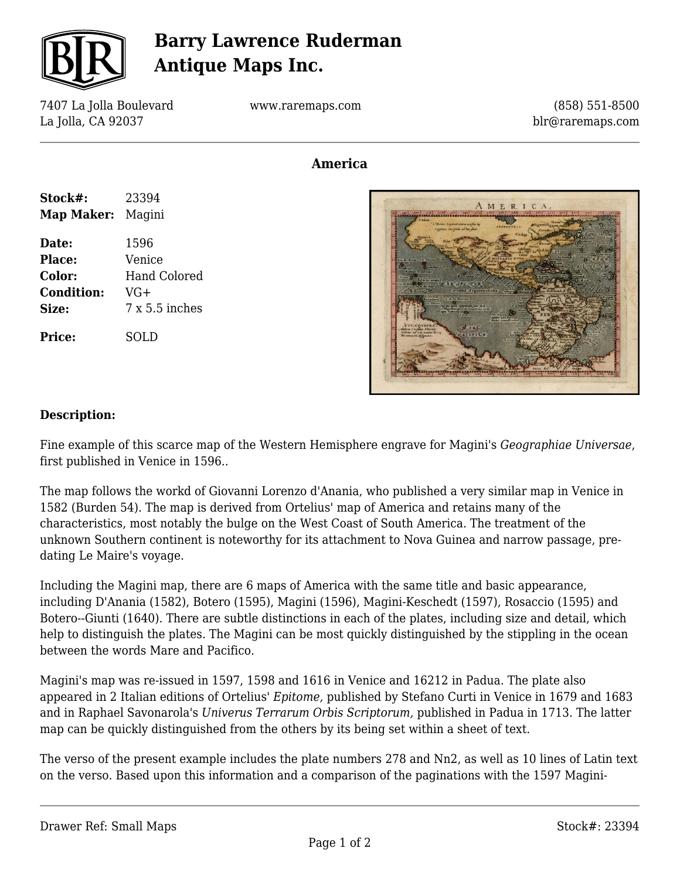# Barry Lawrence Ruderman Antique Maps Inc.

7407 La Jolla Boulevard
La Jolla, CA 92037

www.raremaps.com

(858) 551-8500
blr@raremaps.com

## America

**Stock#:** 23394
**Map Maker:** Magini

**Date:** 1596
**Place:** Venice
**Color:** Hand Colored
**Condition:** VG+
**Size:** 7 x 5.5 inches

**Price:** SOLD

### Description:

Fine example of this scarce map of the Western Hemisphere engrave for Magini's *Geographiae Universae*, first published in Venice in 1596..

The map follows the workd of Giovanni Lorenzo d'Anania, who published a very similar map in Venice in 1582 (Burden 54). The map is derived from Ortelius' map of America and retains many of the characteristics, most notably the bulge on the West Coast of South America. The treatment of the unknown Southern continent is noteworthy for its attachment to Nova Guinea and narrow passage, pre-dating Le Maire's voyage.

Including the Magini map, there are 6 maps of America with the same title and basic appearance, including D'Anania (1582), Botero (1595), Magini (1596), Magini-Keschedt (1597), Rosaccio (1595) and Botero--Giunti (1640). There are subtle distinctions in each of the plates, including size and detail, which help to distinguish the plates. The Magini can be most quickly distinguished by the stippling in the ocean between the words Mare and Pacifico.

Magini's map was re-issued in 1597, 1598 and 1616 in Venice and 16212 in Padua. The plate also appeared in 2 Italian editions of Ortelius' *Epitome,* published by Stefano Curti in Venice in 1679 and 1683 and in Raphael Savonarola's *Univerus Terrarum Orbis Scriptorum,* published in Padua in 1713. The latter map can be quickly distinguished from the others by its being set within a sheet of text.

The verso of the present example includes the plate numbers 278 and Nn2, as well as 10 lines of Latin text on the verso. Based upon this information and a comparison of the paginations with the 1597 Magini-

Drawer Ref: Small Maps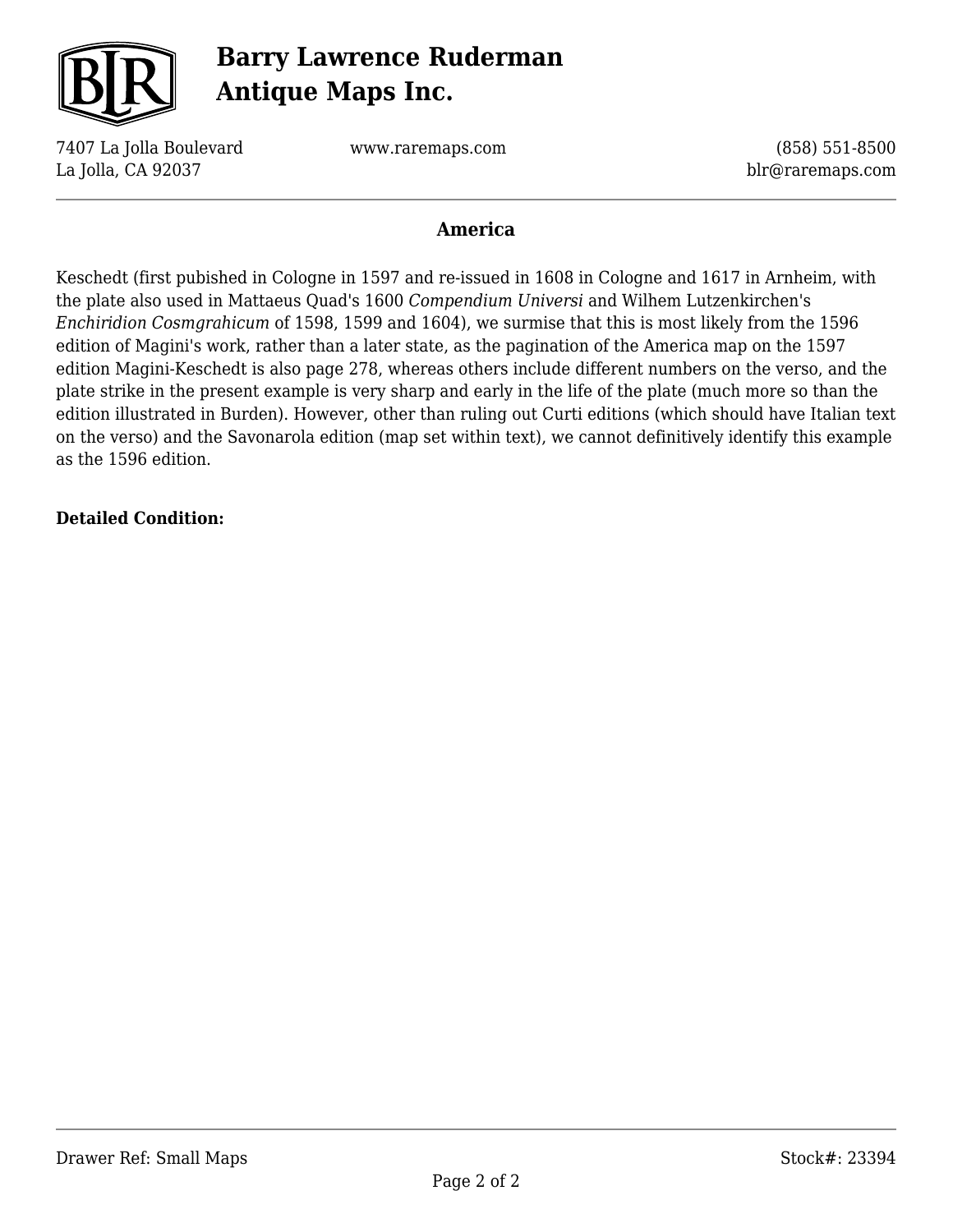## America

Keschedt (first pubished in Cologne in 1597 and re-issued in 1608 in Cologne and 1617 in Arnheim, with the plate also used in Mattaeus Quad's 1600 *Compendium Universi* and Wilhem Lutzenkirchen's *Enchiridion Cosmgrahicum* of 1598, 1599 and 1604), we surmise that this is most likely from the 1596 edition of Magini's work, rather than a later state, as the pagination of the America map on the 1597 edition Magini-Keschedt is also page 278, whereas others include different numbers on the verso, and the plate strike in the present example is very sharp and early in the life of the plate (much more so than the edition illustrated in Burden). However, other than ruling out Curti editions (which should have Italian text on the verso) and the Savonarola edition (map set within text), we cannot definitively identify this example as the 1596 edition.

**Detailed Condition:**

Drawer Ref: Small Maps

Stock#: 23394